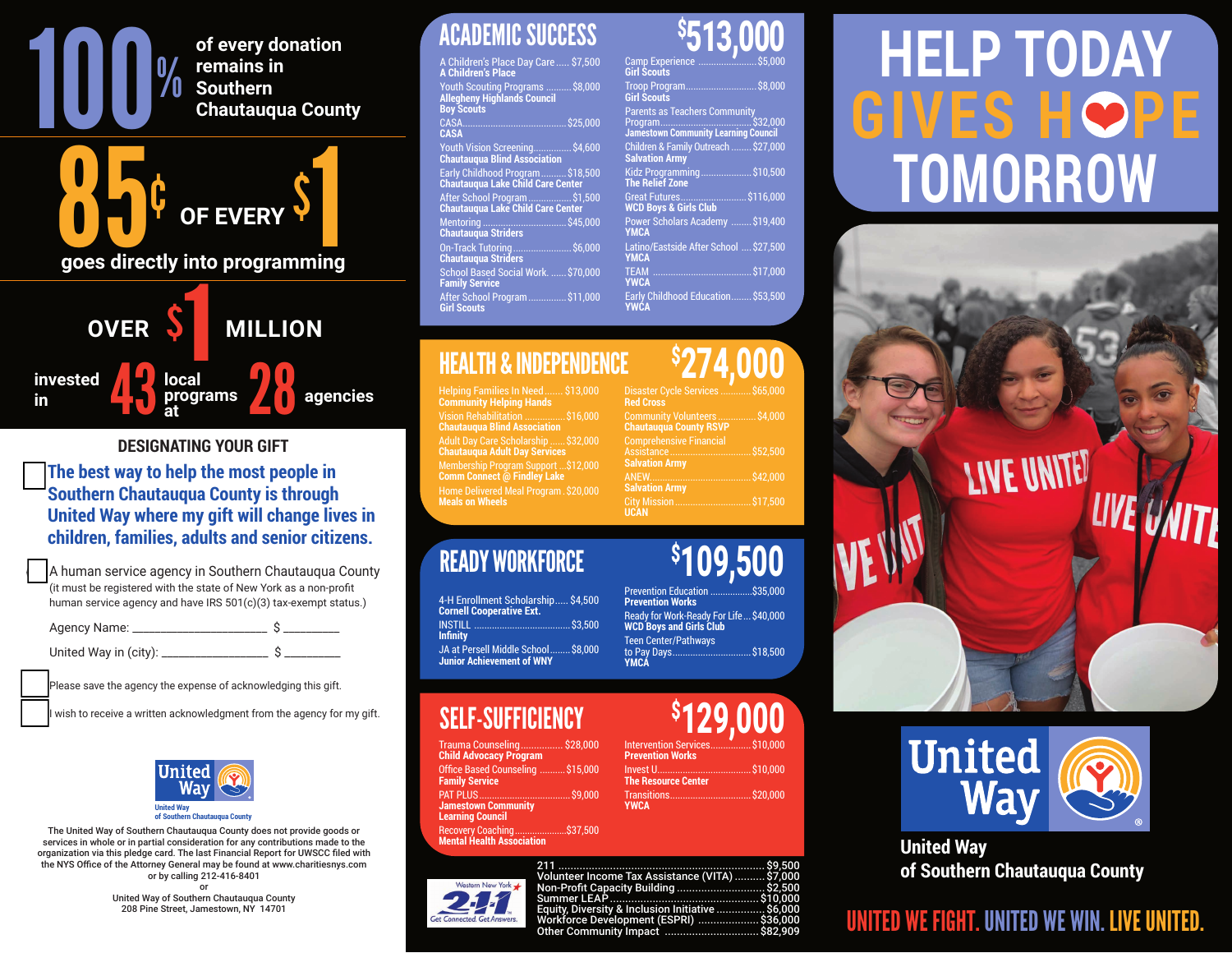# 100% of every donation remains in Southern Chautauqua County

# 85¢ OF EVERY $1 goes directly into programming

## OVER $1 MILLION

invested in **43** local programs at **28** agencies

## DESIGNATING YOUR GIFT

☐ **The best way to help the most people in Southern Chautauqua County is through United Way where my gift will change lives in children, families, adults and senior citizens.**

☐ A human service agency in Southern Chautauqua County (it must be registered with the state of New York as a non-profit human service agency and have IRS 501(c)(3) tax-exempt status.)

Agency Name: ______________________ $ _________

United Way in (city): __________________ $ _________

☐ Please save the agency the expense of acknowledging this gift.

☐ I wish to receive a written acknowledgment from the agency for my gift.

United Way
United Way of Southern Chautauqua County

The United Way of Southern Chautauqua County does not provide goods or services in whole or in partial consideration for any contributions made to the organization via this pledge card. The last Financial Report for UWSCC filed with the NYS Office of the Attorney General may be found at www.charitiesnys.com or by calling 212-416-8401

or

United Way of Southern Chautauqua County
208 Pine Street, Jamestown, NY 14701

## ACADEMIC SUCCESS — $513,000

| Program | Agency | Amount |
|---|---|---|
| A Children's Place Day Care | A Children's Place | $7,500 |
| Youth Scouting Programs | Allegheny Highlands Council Boy Scouts | $8,000 |
| CASA | CASA | $25,000 |
| Youth Vision Screening | Chautauqua Blind Association | $4,600 |
| Early Childhood Program | Chautauqua Lake Child Care Center | $18,500 |
| After School Program | Chautauqua Lake Child Care Center | $1,500 |
| Mentoring | Chautauqua Striders | $45,000 |
| On-Track Tutoring | Chautauqua Striders | $6,000 |
| School Based Social Work | Family Service | $70,000 |
| After School Program | Girl Scouts | $11,000 |
| Camp Experience | Girl Scouts | $5,000 |
| Troop Program | Girl Scouts | $8,000 |
| Parents as Teachers Community Program | Jamestown Community Learning Council | $32,000 |
| Children & Family Outreach | Salvation Army | $27,000 |
| Kidz Programming | The Relief Zone | $10,500 |
| Great Futures | WCD Boys & Girls Club | $116,000 |
| Power Scholars Academy | YMCA | $19,400 |
| Latino/Eastside After School | YMCA | $27,500 |
| TEAM | YWCA | $17,000 |
| Early Childhood Education | YWCA | $53,500 |

## HEALTH & INDEPENDENCE — $274,000

| Program | Agency | Amount |
|---|---|---|
| Helping Families In Need | Community Helping Hands | $13,000 |
| Vision Rehabilitation | Chautauqua Blind Association | $16,000 |
| Adult Day Care Scholarship | Chautauqua Adult Day Services | $32,000 |
| Membership Program Support | Comm Connect @ Findley Lake | $12,000 |
| Home Delivered Meal Program | Meals on Wheels | $20,000 |
| Disaster Cycle Services | Red Cross | $65,000 |
| Community Volunteers | Chautauqua County RSVP | $4,000 |
| Comprehensive Financial Assistance | Salvation Army | $52,500 |
| ANEW | Salvation Army | $42,000 |
| City Mission | UCAN | $17,500 |

## READY WORKFORCE — $109,500

| Program | Agency | Amount |
|---|---|---|
| 4-H Enrollment Scholarship | Cornell Cooperative Ext. | $4,500 |
| INSTILL | Infinity | $3,500 |
| JA at Persell Middle School | Junior Achievement of WNY | $8,000 |
| Prevention Education | Prevention Works | $35,000 |
| Ready for Work-Ready For Life | WCD Boys and Girls Club | $40,000 |
| Teen Center/Pathways to Pay Days | YMCA | $18,500 |

## SELF-SUFFICIENCY — $129,000

| Program | Agency | Amount |
|---|---|---|
| Trauma Counseling | Child Advocacy Program | $28,000 |
| Office Based Counseling | Family Service | $15,000 |
| PAT PLUS | Jamestown Community Learning Council | $9,000 |
| Recovery Coaching | Mental Health Association | $37,500 |
| Intervention Services | Prevention Works | $10,000 |
| Invest U | The Resource Center | $10,000 |
| Transitions | YWCA | $20,000 |

Western New York 2-1-1 — Get Connected. Get Answers.

| Program | Amount |
|---|---|
| 211 | $9,500 |
| Volunteer Income Tax Assistance (VITA) | $7,000 |
| Non-Profit Capacity Building | $2,500 |
| Summer LEAP | $10,000 |
| Equity, Diversity & Inclusion Initiative | $6,000 |
| Workforce Development (ESPRI) | $36,000 |
| Other Community Impact | $82,909 |

# HELP TODAY GIVES HOPE TOMORROW

United Way

United Way of Southern Chautauqua County

**UNITED WE FIGHT. UNITED WE WIN. LIVE UNITED.**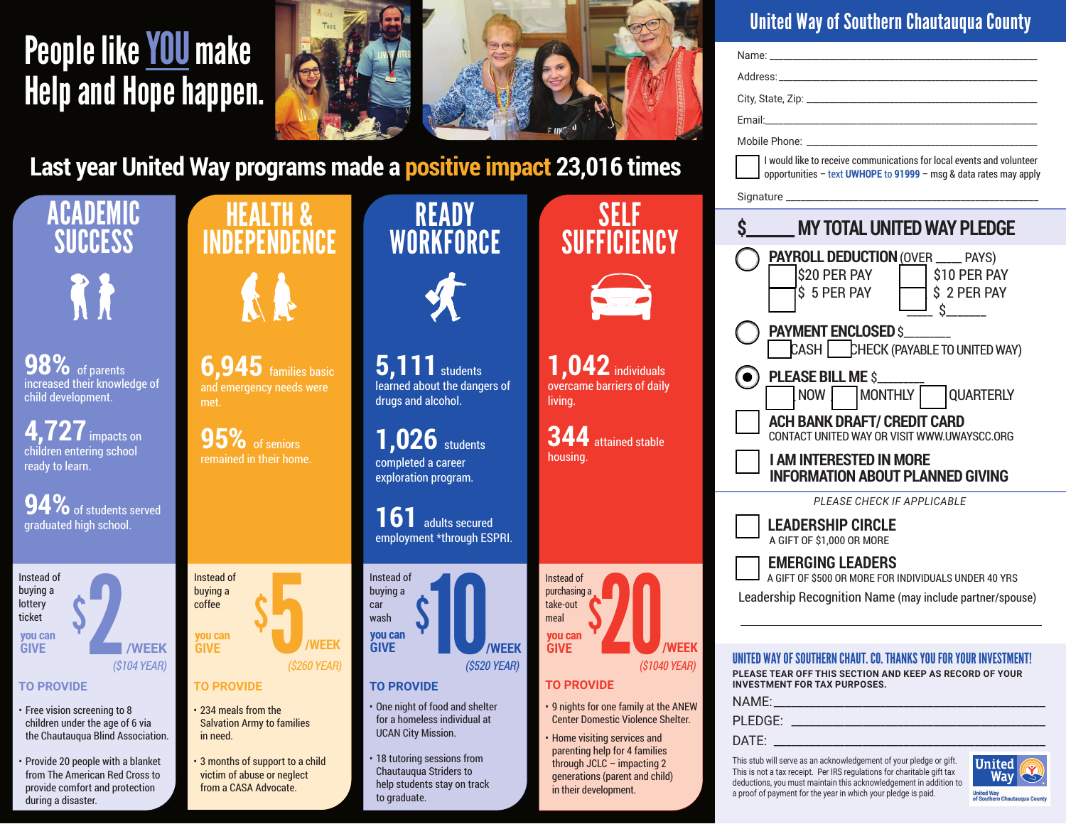# People like YOU make Help and Hope happen.

## Last year United Way programs made a positive impact 23,016 times

### ACADEMIC SUCCESS

**98%** of parents increased their knowledge of child development.

**4,727** impacts on children entering school ready to learn.

**94%** of students served graduated high school.

Instead of buying a lottery ticket you can GIVE **$2** /WEEK ($104 YEAR)

**TO PROVIDE**

- Free vision screening to 8 children under the age of 6 via the Chautauqua Blind Association.
- Provide 20 people with a blanket from The American Red Cross to provide comfort and protection during a disaster.

### HEALTH & INDEPENDENCE

**6,945** families basic and emergency needs were met.

**95%** of seniors remained in their home.

Instead of buying a coffee you can GIVE **$5** /WEEK ($260 YEAR)

**TO PROVIDE**

- 234 meals from the Salvation Army to families in need.
- 3 months of support to a child victim of abuse or neglect from a CASA Advocate.

### READY WORKFORCE

**5,111** students learned about the dangers of drugs and alcohol.

**1,026** students completed a career exploration program.

**161** adults secured employment *through ESPRI.

Instead of buying a car wash you can GIVE **$10** /WEEK ($520 YEAR)

**TO PROVIDE**

- One night of food and shelter for a homeless individual at UCAN City Mission.
- 18 tutoring sessions from Chautauqua Striders to help students stay on track to graduate.

### SELF SUFFICIENCY

**1,042** individuals overcame barriers of daily living.

**344** attained stable housing.

Instead of purchasing a take-out meal you can GIVE **$20** /WEEK ($1040 YEAR)

**TO PROVIDE**

- 9 nights for one family at the ANEW Center Domestic Violence Shelter.
- Home visiting services and parenting help for 4 families through JCLC – impacting 2 generations (parent and child) in their development.

## United Way of Southern Chautauqua County

Name: ____________________

Address: ____________________

City, State, Zip: ____________________

Email: ____________________

Mobile Phone: ____________________

☐ I would like to receive communications for local events and volunteer opportunities – text UWHOPE to 91999 – msg & data rates may apply

Signature ____________________

### $_____ MY TOTAL UNITED WAY PLEDGE

○ **PAYROLL DEDUCTION** (OVER ____ PAYS)
☐ $20 PER PAY ☐ $10 PER PAY
☐ $ 5 PER PAY ☐ $ 2 PER PAY
____ $____

○ **PAYMENT ENCLOSED** $_______
☐ CASH ☐ CHECK (PAYABLE TO UNITED WAY)

● **PLEASE BILL ME** $_______
☐ NOW ☐ MONTHLY ☐ QUARTERLY

☐ **ACH BANK DRAFT/ CREDIT CARD**
CONTACT UNITED WAY OR VISIT WWW.UWAYSCC.ORG

☐ **I AM INTERESTED IN MORE INFORMATION ABOUT PLANNED GIVING**

*PLEASE CHECK IF APPLICABLE*

☐ **LEADERSHIP CIRCLE**
A GIFT OF $1,000 OR MORE

☐ **EMERGING LEADERS**
A GIFT OF $500 OR MORE FOR INDIVIDUALS UNDER 40 YRS

Leadership Recognition Name (may include partner/spouse)

____________________

### UNITED WAY OF SOUTHERN CHAUT. CO. THANKS YOU FOR YOUR INVESTMENT!

**PLEASE TEAR OFF THIS SECTION AND KEEP AS RECORD OF YOUR INVESTMENT FOR TAX PURPOSES.**

NAME: ____________________

PLEDGE: ____________________

DATE: ____________________

This stub will serve as an acknowledgement of your pledge or gift. This is not a tax receipt. Per IRS regulations for charitable gift tax deductions, you must maintain this acknowledgement in addition to a proof of payment for the year in which your pledge is paid.

United Way of Southern Chautauqua County